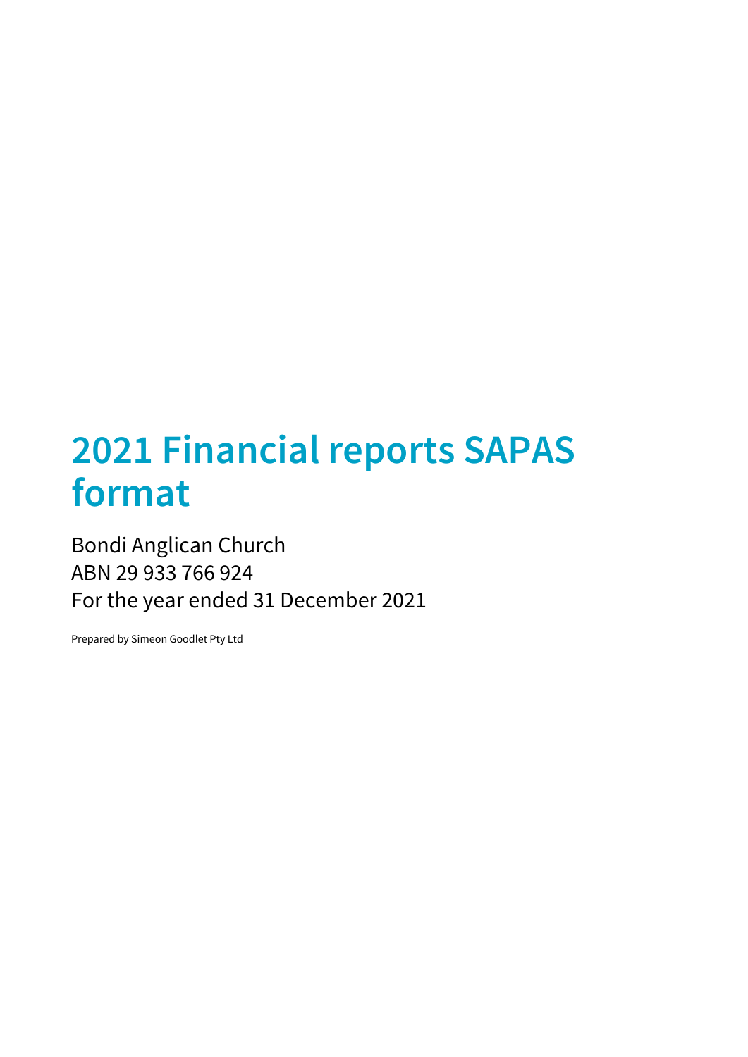# 2021 Financial reports SAPAS format

Bondi Anglican Church
ABN 29 933 766 924
For the year ended 31 December 2021

Prepared by Simeon Goodlet Pty Ltd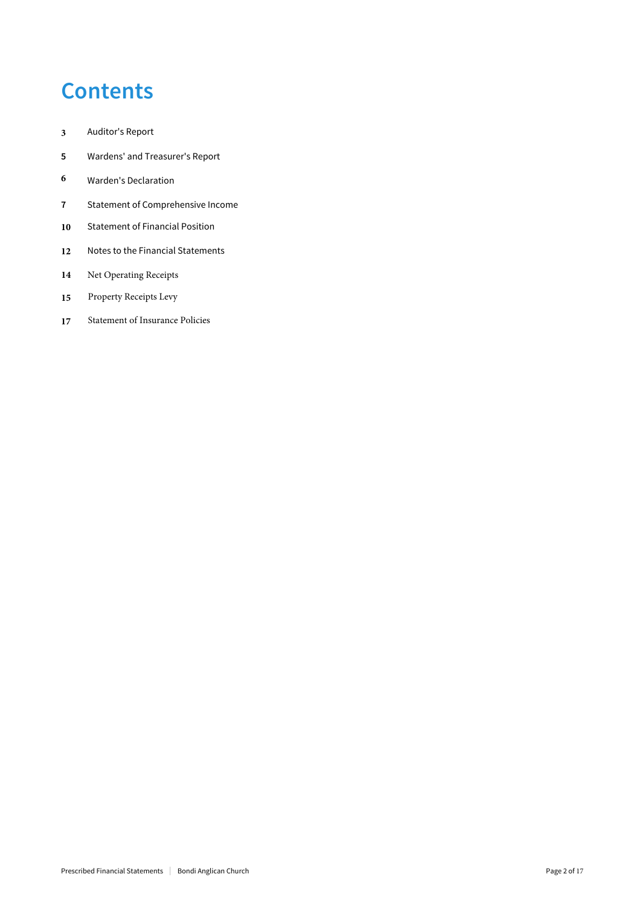# Contents

| | |
|---|---|
| 3 | Auditor's Report |
| 5 | Wardens' and Treasurer's Report |
| 6 | Warden's Declaration |
| 7 | Statement of Comprehensive Income |
| 10 | Statement of Financial Position |
| 12 | Notes to the Financial Statements |
| 14 | Net Operating Receipts |
| 15 | Property Receipts Levy |
| 17 | Statement of Insurance Policies |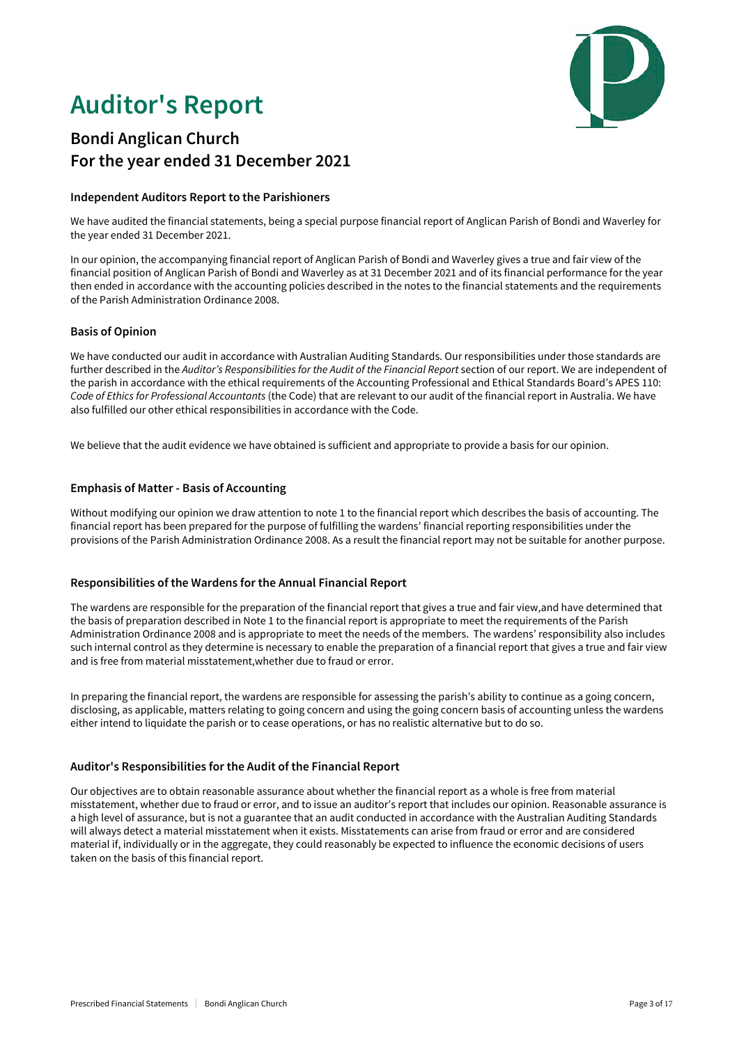# Auditor's Report

## Bondi Anglican Church
## For the year ended 31 December 2021

### Independent Auditors Report to the Parishioners

We have audited the financial statements, being a special purpose financial report of Anglican Parish of Bondi and Waverley for the year ended 31 December 2021.

In our opinion, the accompanying financial report of Anglican Parish of Bondi and Waverley gives a true and fair view of the financial position of Anglican Parish of Bondi and Waverley as at 31 December 2021 and of its financial performance for the year then ended in accordance with the accounting policies described in the notes to the financial statements and the requirements of the Parish Administration Ordinance 2008.

### Basis of Opinion

We have conducted our audit in accordance with Australian Auditing Standards. Our responsibilities under those standards are further described in the *Auditor's Responsibilities for the Audit of the Financial Report* section of our report. We are independent of the parish in accordance with the ethical requirements of the Accounting Professional and Ethical Standards Board's APES 110: *Code of Ethics for Professional Accountants* (the Code) that are relevant to our audit of the financial report in Australia. We have also fulfilled our other ethical responsibilities in accordance with the Code.

We believe that the audit evidence we have obtained is sufficient and appropriate to provide a basis for our opinion.

### Emphasis of Matter - Basis of Accounting

Without modifying our opinion we draw attention to note 1 to the financial report which describes the basis of accounting. The financial report has been prepared for the purpose of fulfilling the wardens' financial reporting responsibilities under the provisions of the Parish Administration Ordinance 2008. As a result the financial report may not be suitable for another purpose.

### Responsibilities of the Wardens for the Annual Financial Report

The wardens are responsible for the preparation of the financial report that gives a true and fair view,and have determined that the basis of preparation described in Note 1 to the financial report is appropriate to meet the requirements of the Parish Administration Ordinance 2008 and is appropriate to meet the needs of the members. The wardens' responsibility also includes such internal control as they determine is necessary to enable the preparation of a financial report that gives a true and fair view and is free from material misstatement,whether due to fraud or error.

In preparing the financial report, the wardens are responsible for assessing the parish's ability to continue as a going concern, disclosing, as applicable, matters relating to going concern and using the going concern basis of accounting unless the wardens either intend to liquidate the parish or to cease operations, or has no realistic alternative but to do so.

### Auditor's Responsibilities for the Audit of the Financial Report

Our objectives are to obtain reasonable assurance about whether the financial report as a whole is free from material misstatement, whether due to fraud or error, and to issue an auditor's report that includes our opinion. Reasonable assurance is a high level of assurance, but is not a guarantee that an audit conducted in accordance with the Australian Auditing Standards will always detect a material misstatement when it exists. Misstatements can arise from fraud or error and are considered material if, individually or in the aggregate, they could reasonably be expected to influence the economic decisions of users taken on the basis of this financial report.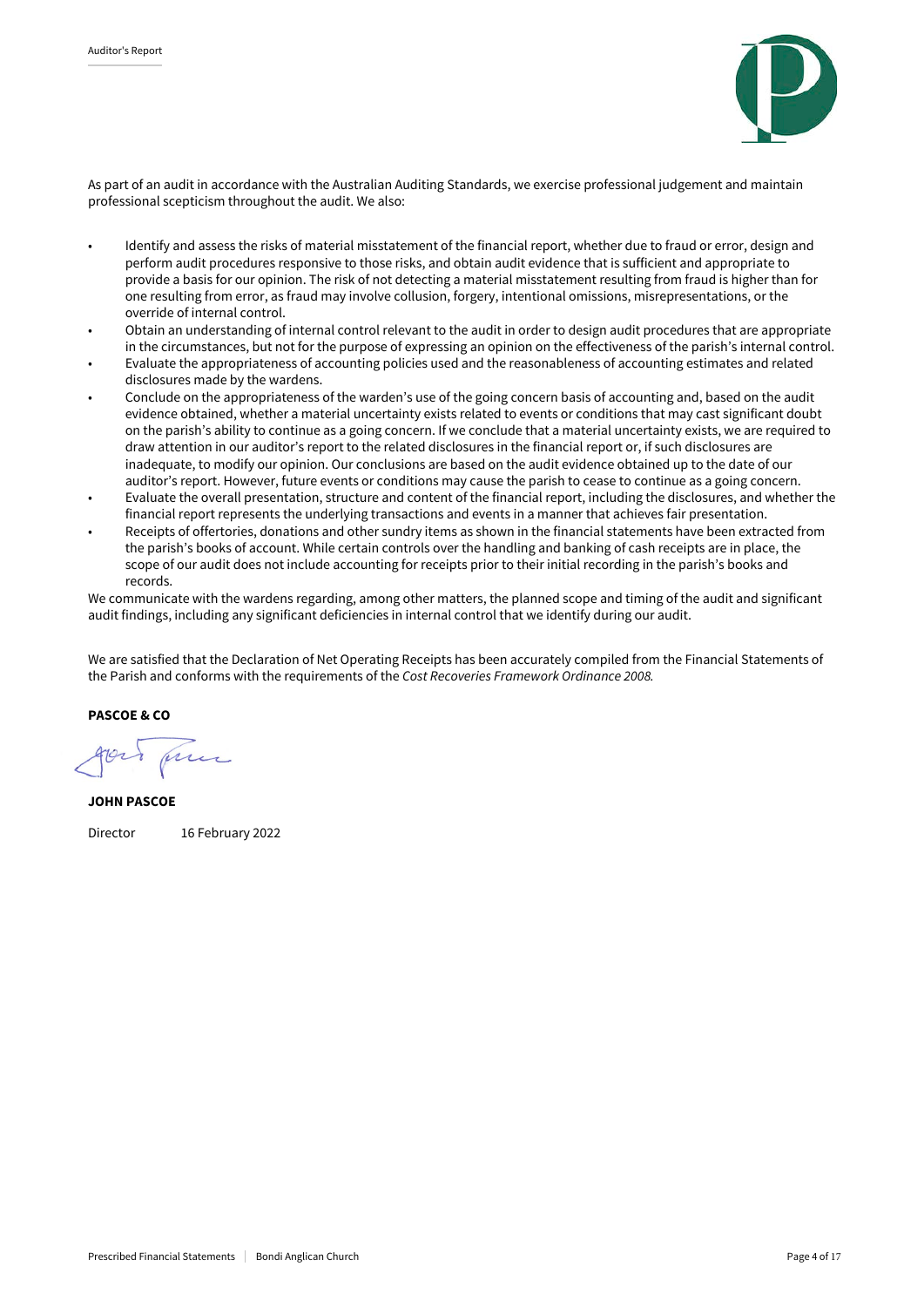As part of an audit in accordance with the Australian Auditing Standards, we exercise professional judgement and maintain professional scepticism throughout the audit. We also:

- Identify and assess the risks of material misstatement of the financial report, whether due to fraud or error, design and perform audit procedures responsive to those risks, and obtain audit evidence that is sufficient and appropriate to provide a basis for our opinion. The risk of not detecting a material misstatement resulting from fraud is higher than for one resulting from error, as fraud may involve collusion, forgery, intentional omissions, misrepresentations, or the override of internal control.
- Obtain an understanding of internal control relevant to the audit in order to design audit procedures that are appropriate in the circumstances, but not for the purpose of expressing an opinion on the effectiveness of the parish's internal control.
- Evaluate the appropriateness of accounting policies used and the reasonableness of accounting estimates and related disclosures made by the wardens.
- Conclude on the appropriateness of the warden's use of the going concern basis of accounting and, based on the audit evidence obtained, whether a material uncertainty exists related to events or conditions that may cast significant doubt on the parish's ability to continue as a going concern. If we conclude that a material uncertainty exists, we are required to draw attention in our auditor's report to the related disclosures in the financial report or, if such disclosures are inadequate, to modify our opinion. Our conclusions are based on the audit evidence obtained up to the date of our auditor's report. However, future events or conditions may cause the parish to cease to continue as a going concern.
- Evaluate the overall presentation, structure and content of the financial report, including the disclosures, and whether the financial report represents the underlying transactions and events in a manner that achieves fair presentation.
- Receipts of offertories, donations and other sundry items as shown in the financial statements have been extracted from the parish's books of account. While certain controls over the handling and banking of cash receipts are in place, the scope of our audit does not include accounting for receipts prior to their initial recording in the parish's books and records.

We communicate with the wardens regarding, among other matters, the planned scope and timing of the audit and significant audit findings, including any significant deficiencies in internal control that we identify during our audit.

We are satisfied that the Declaration of Net Operating Receipts has been accurately compiled from the Financial Statements of the Parish and conforms with the requirements of the *Cost Recoveries Framework Ordinance 2008.*

**PASCOE & CO**

**JOHN PASCOE**

Director 16 February 2022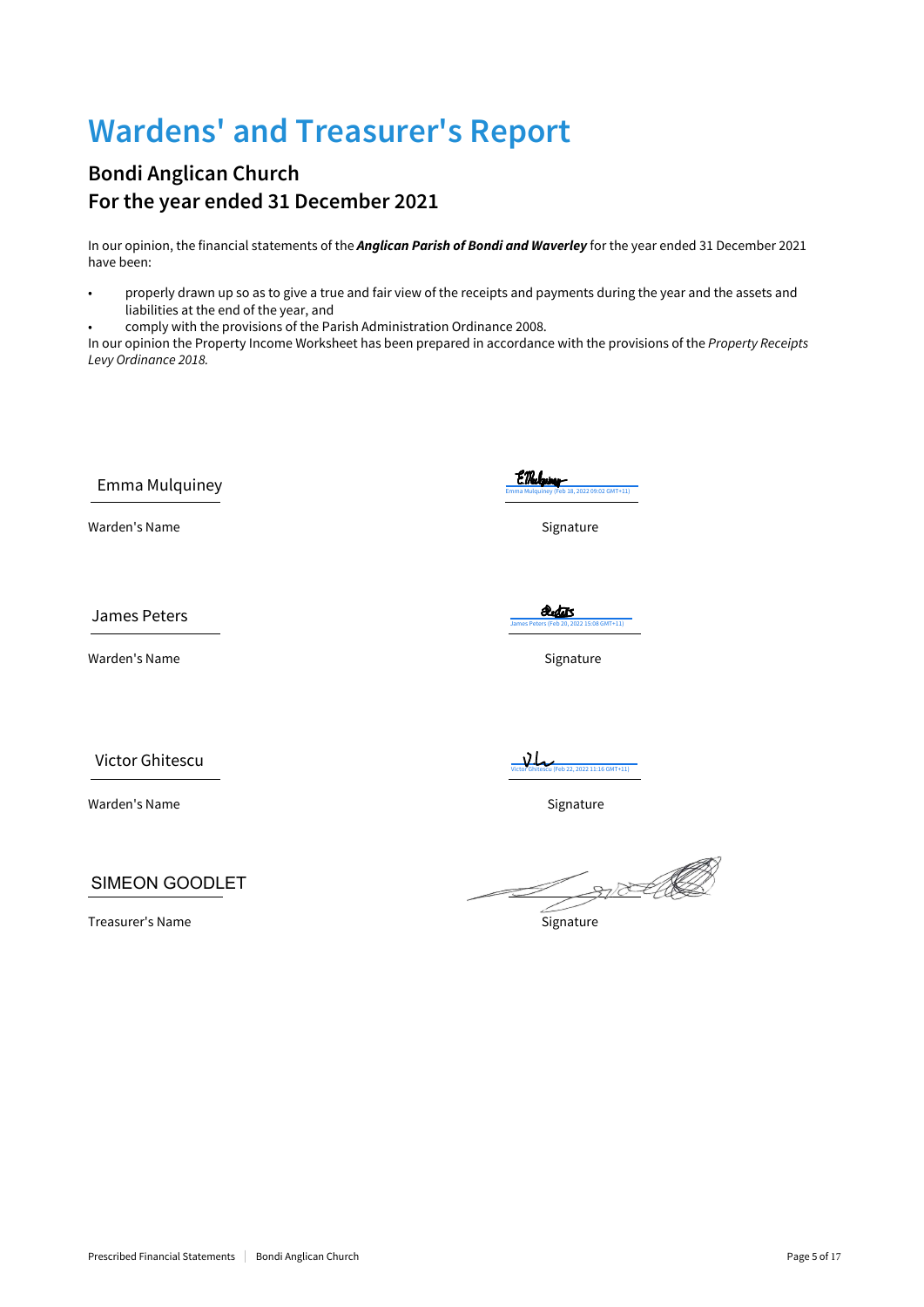# Wardens' and Treasurer's Report

## Bondi Anglican Church
## For the year ended 31 December 2021

In our opinion, the financial statements of the ***Anglican Parish of Bondi and Waverley*** for the year ended 31 December 2021 have been:

- properly drawn up so as to give a true and fair view of the receipts and payments during the year and the assets and liabilities at the end of the year, and
- comply with the provisions of the Parish Administration Ordinance 2008.

In our opinion the Property Income Worksheet has been prepared in accordance with the provisions of the *Property Receipts Levy Ordinance 2018.*

| | |
|---|---|
| Emma Mulquiney | Emma Mulquiney (Feb 18, 2022 09:02 GMT+11) |
| Warden's Name | Signature |
| James Peters | James Peters (Feb 20, 2022 15:08 GMT+11) |
| Warden's Name | Signature |
| Victor Ghitescu | Victor Ghitescu (Feb 22, 2022 11:16 GMT+11) |
| Warden's Name | Signature |
| SIMEON GOODLET | |
| Treasurer's Name | Signature |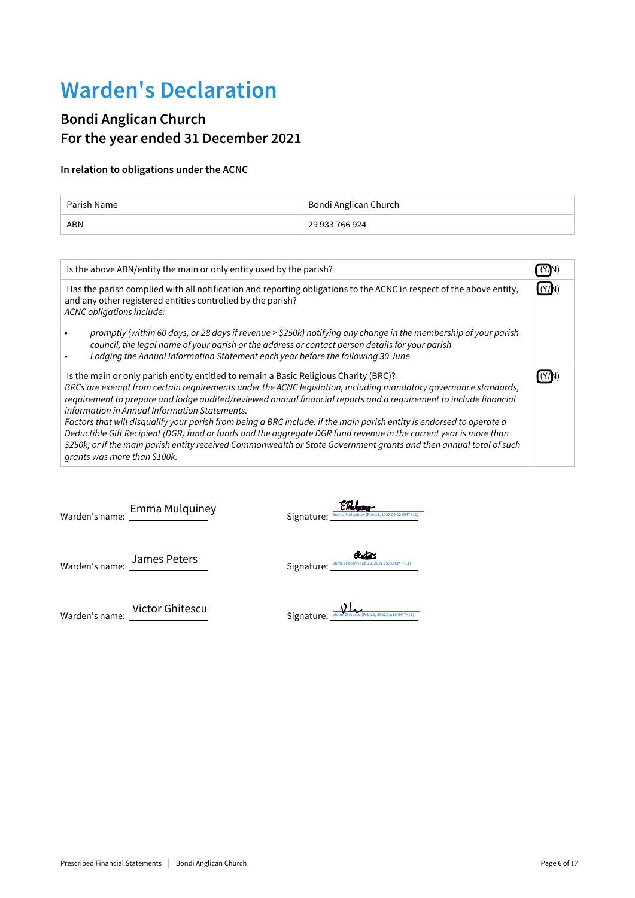# Warden's Declaration

## Bondi Anglican Church
## For the year ended 31 December 2021

#### In relation to obligations under the ACNC

| Parish Name | Bondi Anglican Church |
|---|---|
| ABN | 29 933 766 924 |

| Question | (Y/N) |
|---|---|
| Is the above ABN/entity the main or only entity used by the parish? | (Y/N) — Y circled |
| Has the parish complied with all notification and reporting obligations to the ACNC in respect of the above entity, and any other registered entities controlled by the parish?<br>*ACNC obligations include:*<br>• *promptly (within 60 days, or 28 days if revenue > $250k) notifying any change in the membership of your parish council, the legal name of your parish or the address or contact person details for your parish*<br>• *Lodging the Annual Information Statement each year before the following 30 June* | (Y/N) — Y circled |
| Is the main or only parish entity entitled to remain a Basic Religious Charity (BRC)?<br>*BRCs are exempt from certain requirements under the ACNC legislation, including mandatory governance standards, requirement to prepare and lodge audited/reviewed annual financial reports and a requirement to include financial information in Annual Information Statements.*<br>*Factors that will disqualify your parish from being a BRC include: if the main parish entity is endorsed to operate a Deductible Gift Recipient (DGR) fund or funds and the aggregate DGR fund revenue in the current year is more than $250k; or if the main parish entity received Commonwealth or State Government grants and then annual total of such grants was more than $100k.* | (Y/N) — Y circled |

Warden's name: Emma Mulquiney Signature: [signature] Emma Mulquiney (Feb 18, 2022 09:02 GMT+11)

Warden's name: James Peters Signature: [signature] James Peters (Feb 20, 2022 15:08 GMT+11)

Warden's name: Victor Ghitescu Signature: [signature] Victor Ghitescu (Feb 22, 2022 11:16 GMT+11)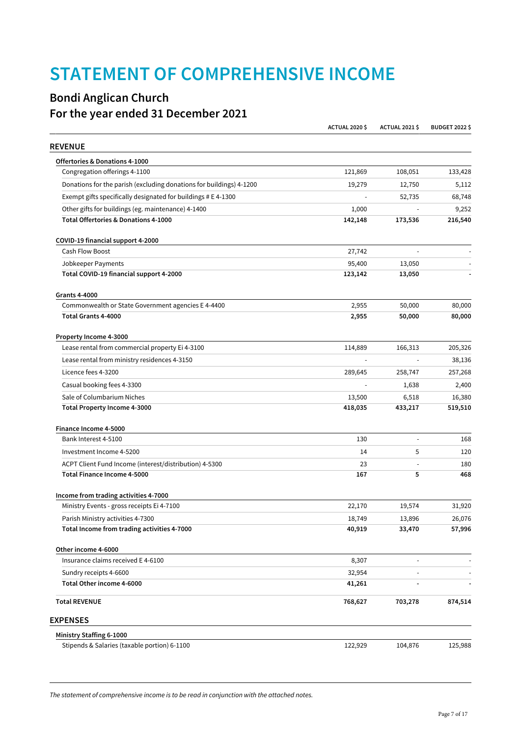# STATEMENT OF COMPREHENSIVE INCOME

## Bondi Anglican Church
## For the year ended 31 December 2021

| | ACTUAL 2020 $ | ACTUAL 2021 $ | BUDGET 2022 $ |
|---|---|---|---|
| **REVENUE** | | | |
| **Offertories & Donations 4-1000** | | | |
| Congregation offerings 4-1100 | 121,869 | 108,051 | 133,428 |
| Donations for the parish (excluding donations for buildings) 4-1200 | 19,279 | 12,750 | 5,112 |
| Exempt gifts specifically designated for buildings # E 4-1300 | - | 52,735 | 68,748 |
| Other gifts for buildings (eg. maintenance) 4-1400 | 1,000 | - | 9,252 |
| **Total Offertories & Donations 4-1000** | **142,148** | **173,536** | **216,540** |
| **COVID-19 financial support 4-2000** | | | |
| Cash Flow Boost | 27,742 | - | - |
| Jobkeeper Payments | 95,400 | 13,050 | - |
| **Total COVID-19 financial support 4-2000** | **123,142** | **13,050** | - |
| **Grants 4-4000** | | | |
| Commonwealth or State Government agencies E 4-4400 | 2,955 | 50,000 | 80,000 |
| **Total Grants 4-4000** | **2,955** | **50,000** | **80,000** |
| **Property Income 4-3000** | | | |
| Lease rental from commercial property Ei 4-3100 | 114,889 | 166,313 | 205,326 |
| Lease rental from ministry residences 4-3150 | - | - | 38,136 |
| Licence fees 4-3200 | 289,645 | 258,747 | 257,268 |
| Casual booking fees 4-3300 | - | 1,638 | 2,400 |
| Sale of Columbarium Niches | 13,500 | 6,518 | 16,380 |
| **Total Property Income 4-3000** | **418,035** | **433,217** | **519,510** |
| **Finance Income 4-5000** | | | |
| Bank Interest 4-5100 | 130 | - | 168 |
| Investment Income 4-5200 | 14 | 5 | 120 |
| ACPT Client Fund Income (interest/distribution) 4-5300 | 23 | - | 180 |
| **Total Finance Income 4-5000** | **167** | **5** | **468** |
| **Income from trading activities 4-7000** | | | |
| Ministry Events - gross receipts Ei 4-7100 | 22,170 | 19,574 | 31,920 |
| Parish Ministry activities 4-7300 | 18,749 | 13,896 | 26,076 |
| **Total Income from trading activities 4-7000** | **40,919** | **33,470** | **57,996** |
| **Other income 4-6000** | | | |
| Insurance claims received E 4-6100 | 8,307 | - | - |
| Sundry receipts 4-6600 | 32,954 | - | - |
| **Total Other income 4-6000** | **41,261** | - | - |
| **Total REVENUE** | **768,627** | **703,278** | **874,514** |
| **EXPENSES** | | | |
| **Ministry Staffing 6-1000** | | | |
| Stipends & Salaries (taxable portion) 6-1100 | 122,929 | 104,876 | 125,988 |

*The statement of comprehensive income is to be read in conjunction with the attached notes.*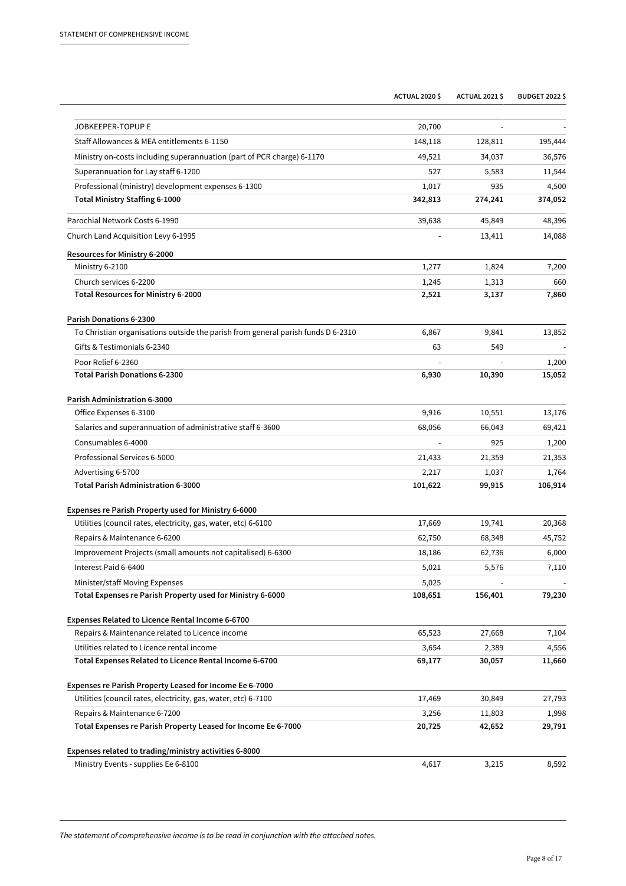STATEMENT OF COMPREHENSIVE INCOME

| | ACTUAL 2020 $ | ACTUAL 2021 $ | BUDGET 2022 $ |
|---|---|---|---|
| JOBKEEPER-TOPUP E | 20,700 | - | - |
| Staff Allowances & MEA entitlements 6-1150 | 148,118 | 128,811 | 195,444 |
| Ministry on-costs including superannuation (part of PCR charge) 6-1170 | 49,521 | 34,037 | 36,576 |
| Superannuation for Lay staff 6-1200 | 527 | 5,583 | 11,544 |
| Professional (ministry) development expenses 6-1300 | 1,017 | 935 | 4,500 |
| **Total Ministry Staffing 6-1000** | **342,813** | **274,241** | **374,052** |
| Parochial Network Costs 6-1990 | 39,638 | 45,849 | 48,396 |
| Church Land Acquisition Levy 6-1995 | - | 13,411 | 14,088 |
| **Resources for Ministry 6-2000** | | | |
| Ministry 6-2100 | 1,277 | 1,824 | 7,200 |
| Church services 6-2200 | 1,245 | 1,313 | 660 |
| **Total Resources for Ministry 6-2000** | **2,521** | **3,137** | **7,860** |
| **Parish Donations 6-2300** | | | |
| To Christian organisations outside the parish from general parish funds D 6-2310 | 6,867 | 9,841 | 13,852 |
| Gifts & Testimonials 6-2340 | 63 | 549 | - |
| Poor Relief 6-2360 | - | - | 1,200 |
| **Total Parish Donations 6-2300** | **6,930** | **10,390** | **15,052** |
| **Parish Administration 6-3000** | | | |
| Office Expenses 6-3100 | 9,916 | 10,551 | 13,176 |
| Salaries and superannuation of administrative staff 6-3600 | 68,056 | 66,043 | 69,421 |
| Consumables 6-4000 | - | 925 | 1,200 |
| Professional Services 6-5000 | 21,433 | 21,359 | 21,353 |
| Advertising 6-5700 | 2,217 | 1,037 | 1,764 |
| **Total Parish Administration 6-3000** | **101,622** | **99,915** | **106,914** |
| **Expenses re Parish Property used for Ministry 6-6000** | | | |
| Utilities (council rates, electricity, gas, water, etc) 6-6100 | 17,669 | 19,741 | 20,368 |
| Repairs & Maintenance 6-6200 | 62,750 | 68,348 | 45,752 |
| Improvement Projects (small amounts not capitalised) 6-6300 | 18,186 | 62,736 | 6,000 |
| Interest Paid 6-6400 | 5,021 | 5,576 | 7,110 |
| Minister/staff Moving Expenses | 5,025 | - | - |
| **Total Expenses re Parish Property used for Ministry 6-6000** | **108,651** | **156,401** | **79,230** |
| **Expenses Related to Licence Rental Income 6-6700** | | | |
| Repairs & Maintenance related to Licence income | 65,523 | 27,668 | 7,104 |
| Utilities related to Licence rental income | 3,654 | 2,389 | 4,556 |
| **Total Expenses Related to Licence Rental Income 6-6700** | **69,177** | **30,057** | **11,660** |
| **Expenses re Parish Property Leased for Income Ee 6-7000** | | | |
| Utilities (council rates, electricity, gas, water, etc) 6-7100 | 17,469 | 30,849 | 27,793 |
| Repairs & Maintenance 6-7200 | 3,256 | 11,803 | 1,998 |
| **Total Expenses re Parish Property Leased for Income Ee 6-7000** | **20,725** | **42,652** | **29,791** |
| **Expenses related to trading/ministry activities 6-8000** | | | |
| Ministry Events - supplies Ee 6-8100 | 4,617 | 3,215 | 8,592 |

*The statement of comprehensive income is to be read in conjunction with the attached notes.*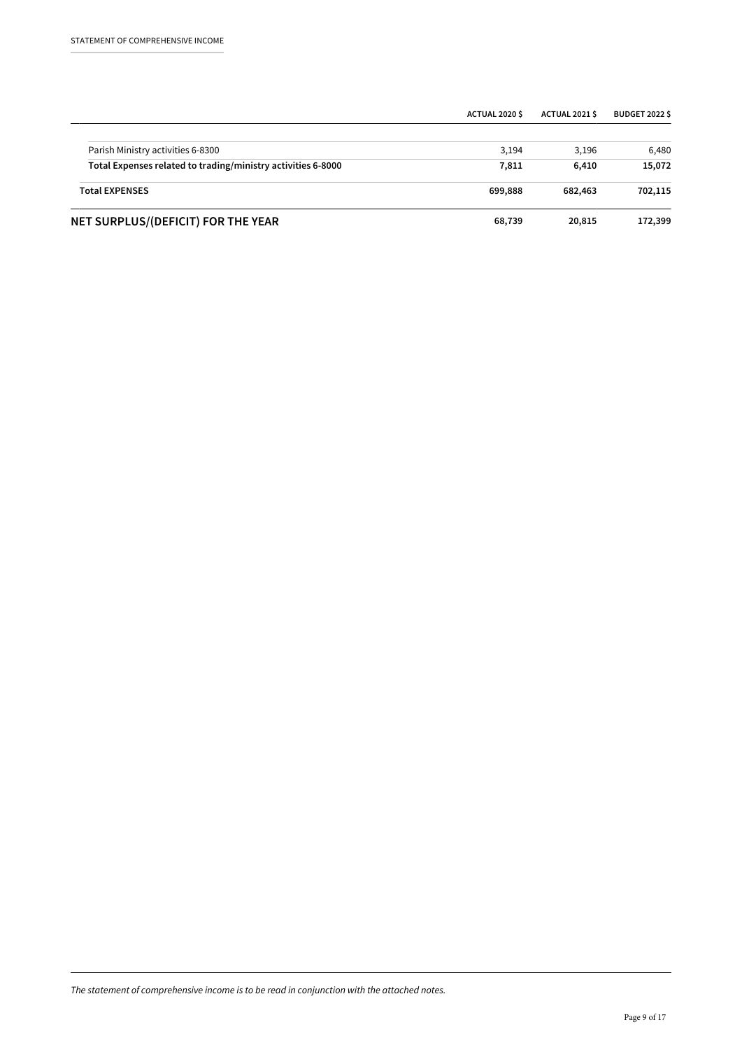STATEMENT OF COMPREHENSIVE INCOME

| | ACTUAL 2020 $ | ACTUAL 2021 $ | BUDGET 2022 $ |
|---|---|---|---|
| Parish Ministry activities 6-8300 | 3,194 | 3,196 | 6,480 |
| **Total Expenses related to trading/ministry activities 6-8000** | **7,811** | **6,410** | **15,072** |
| **Total EXPENSES** | **699,888** | **682,463** | **702,115** |
| **NET SURPLUS/(DEFICIT) FOR THE YEAR** | **68,739** | **20,815** | **172,399** |

*The statement of comprehensive income is to be read in conjunction with the attached notes.*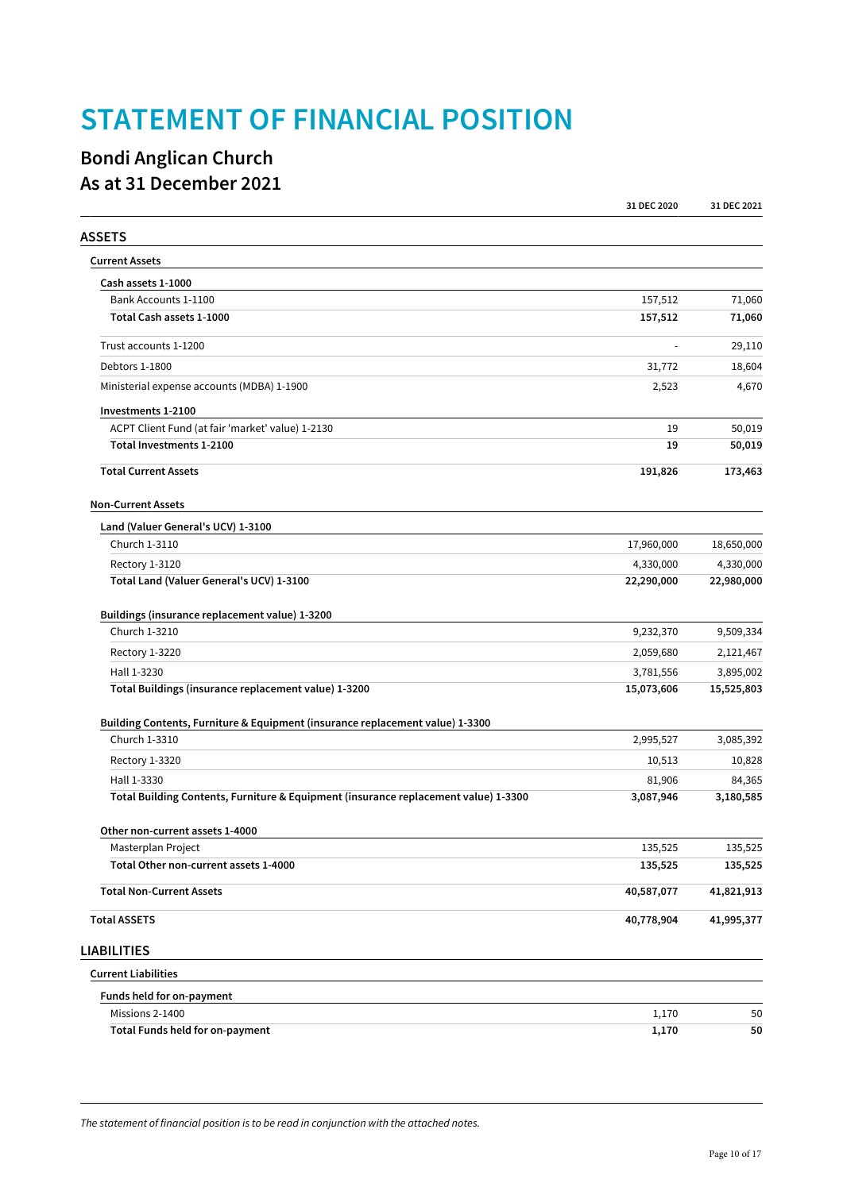# STATEMENT OF FINANCIAL POSITION

## Bondi Anglican Church
## As at 31 December 2021

| | 31 DEC 2020 | 31 DEC 2021 |
|---|---|---|
| **ASSETS** | | |
| **Current Assets** | | |
| **Cash assets 1-1000** | | |
| Bank Accounts 1-1100 | 157,512 | 71,060 |
| **Total Cash assets 1-1000** | **157,512** | **71,060** |
| Trust accounts 1-1200 | - | 29,110 |
| Debtors 1-1800 | 31,772 | 18,604 |
| Ministerial expense accounts (MDBA) 1-1900 | 2,523 | 4,670 |
| **Investments 1-2100** | | |
| ACPT Client Fund (at fair 'market' value) 1-2130 | 19 | 50,019 |
| **Total Investments 1-2100** | **19** | **50,019** |
| **Total Current Assets** | **191,826** | **173,463** |
| **Non-Current Assets** | | |
| **Land (Valuer General's UCV) 1-3100** | | |
| Church 1-3110 | 17,960,000 | 18,650,000 |
| Rectory 1-3120 | 4,330,000 | 4,330,000 |
| **Total Land (Valuer General's UCV) 1-3100** | **22,290,000** | **22,980,000** |
| **Buildings (insurance replacement value) 1-3200** | | |
| Church 1-3210 | 9,232,370 | 9,509,334 |
| Rectory 1-3220 | 2,059,680 | 2,121,467 |
| Hall 1-3230 | 3,781,556 | 3,895,002 |
| **Total Buildings (insurance replacement value) 1-3200** | **15,073,606** | **15,525,803** |
| **Building Contents, Furniture & Equipment (insurance replacement value) 1-3300** | | |
| Church 1-3310 | 2,995,527 | 3,085,392 |
| Rectory 1-3320 | 10,513 | 10,828 |
| Hall 1-3330 | 81,906 | 84,365 |
| **Total Building Contents, Furniture & Equipment (insurance replacement value) 1-3300** | **3,087,946** | **3,180,585** |
| **Other non-current assets 1-4000** | | |
| Masterplan Project | 135,525 | 135,525 |
| **Total Other non-current assets 1-4000** | **135,525** | **135,525** |
| **Total Non-Current Assets** | **40,587,077** | **41,821,913** |
| **Total ASSETS** | **40,778,904** | **41,995,377** |
| **LIABILITIES** | | |
| **Current Liabilities** | | |
| **Funds held for on-payment** | | |
| Missions 2-1400 | 1,170 | 50 |
| **Total Funds held for on-payment** | **1,170** | **50** |

*The statement of financial position is to be read in conjunction with the attached notes.*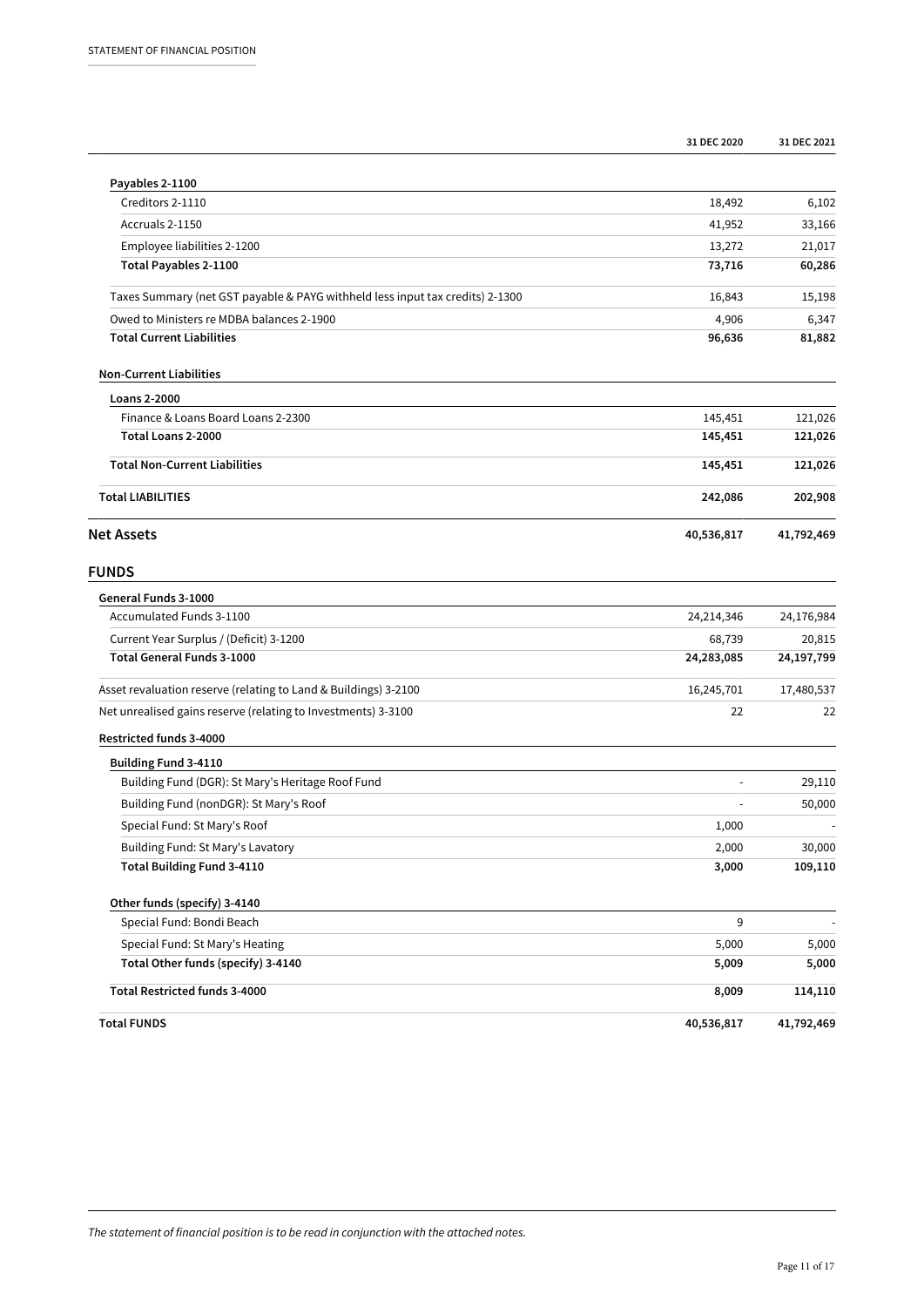| | 31 DEC 2020 | 31 DEC 2021 |
|---|---|---|
| **Payables 2-1100** | | |
| Creditors 2-1110 | 18,492 | 6,102 |
| Accruals 2-1150 | 41,952 | 33,166 |
| Employee liabilities 2-1200 | 13,272 | 21,017 |
| **Total Payables 2-1100** | **73,716** | **60,286** |
| Taxes Summary (net GST payable & PAYG withheld less input tax credits) 2-1300 | 16,843 | 15,198 |
| Owed to Ministers re MDBA balances 2-1900 | 4,906 | 6,347 |
| **Total Current Liabilities** | **96,636** | **81,882** |
| **Non-Current Liabilities** | | |
| **Loans 2-2000** | | |
| Finance & Loans Board Loans 2-2300 | 145,451 | 121,026 |
| **Total Loans 2-2000** | **145,451** | **121,026** |
| **Total Non-Current Liabilities** | **145,451** | **121,026** |
| **Total LIABILITIES** | **242,086** | **202,908** |
| **Net Assets** | **40,536,817** | **41,792,469** |
| **FUNDS** | | |
| **General Funds 3-1000** | | |
| Accumulated Funds 3-1100 | 24,214,346 | 24,176,984 |
| Current Year Surplus / (Deficit) 3-1200 | 68,739 | 20,815 |
| **Total General Funds 3-1000** | **24,283,085** | **24,197,799** |
| Asset revaluation reserve (relating to Land & Buildings) 3-2100 | 16,245,701 | 17,480,537 |
| Net unrealised gains reserve (relating to Investments) 3-3100 | 22 | 22 |
| **Restricted funds 3-4000** | | |
| **Building Fund 3-4110** | | |
| Building Fund (DGR): St Mary's Heritage Roof Fund | - | 29,110 |
| Building Fund (nonDGR): St Mary's Roof | - | 50,000 |
| Special Fund: St Mary's Roof | 1,000 | - |
| Building Fund: St Mary's Lavatory | 2,000 | 30,000 |
| **Total Building Fund 3-4110** | **3,000** | **109,110** |
| **Other funds (specify) 3-4140** | | |
| Special Fund: Bondi Beach | 9 | - |
| Special Fund: St Mary's Heating | 5,000 | 5,000 |
| **Total Other funds (specify) 3-4140** | **5,009** | **5,000** |
| **Total Restricted funds 3-4000** | **8,009** | **114,110** |
| **Total FUNDS** | **40,536,817** | **41,792,469** |

*The statement of financial position is to be read in conjunction with the attached notes.*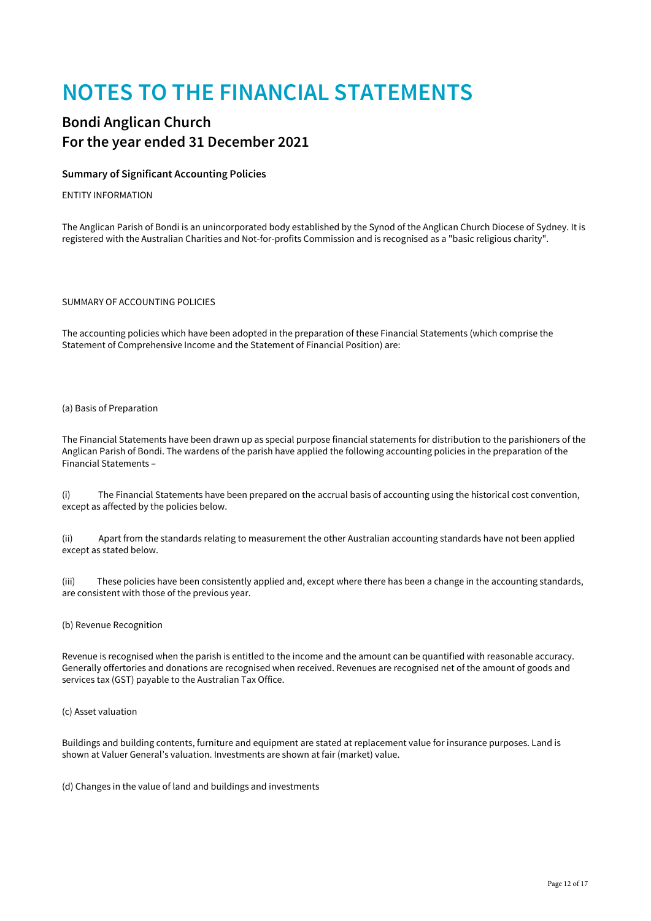# NOTES TO THE FINANCIAL STATEMENTS

## Bondi Anglican Church
## For the year ended 31 December 2021

### Summary of Significant Accounting Policies

ENTITY INFORMATION

The Anglican Parish of Bondi is an unincorporated body established by the Synod of the Anglican Church Diocese of Sydney. It is registered with the Australian Charities and Not-for-profits Commission and is recognised as a "basic religious charity".

SUMMARY OF ACCOUNTING POLICIES

The accounting policies which have been adopted in the preparation of these Financial Statements (which comprise the Statement of Comprehensive Income and the Statement of Financial Position) are:

(a) Basis of Preparation

The Financial Statements have been drawn up as special purpose financial statements for distribution to the parishioners of the Anglican Parish of Bondi. The wardens of the parish have applied the following accounting policies in the preparation of the Financial Statements –

(i) The Financial Statements have been prepared on the accrual basis of accounting using the historical cost convention, except as affected by the policies below.

(ii) Apart from the standards relating to measurement the other Australian accounting standards have not been applied except as stated below.

(iii) These policies have been consistently applied and, except where there has been a change in the accounting standards, are consistent with those of the previous year.

(b) Revenue Recognition

Revenue is recognised when the parish is entitled to the income and the amount can be quantified with reasonable accuracy. Generally offertories and donations are recognised when received. Revenues are recognised net of the amount of goods and services tax (GST) payable to the Australian Tax Office.

(c) Asset valuation

Buildings and building contents, furniture and equipment are stated at replacement value for insurance purposes. Land is shown at Valuer General's valuation. Investments are shown at fair (market) value.

(d) Changes in the value of land and buildings and investments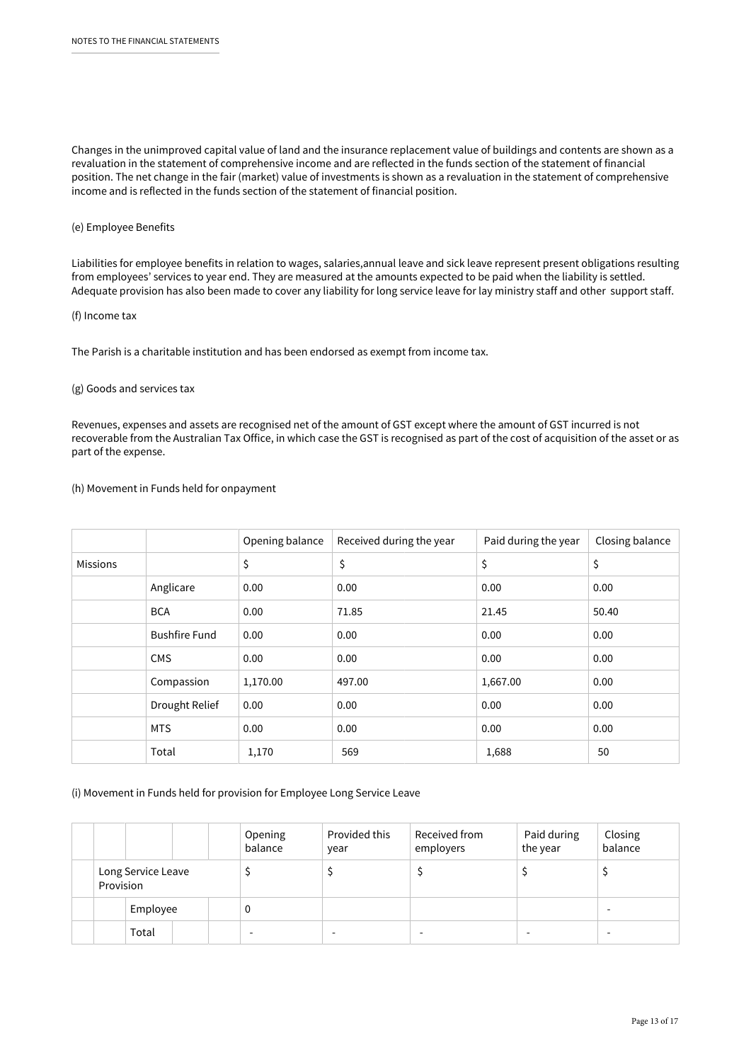Changes in the unimproved capital value of land and the insurance replacement value of buildings and contents are shown as a revaluation in the statement of comprehensive income and are reflected in the funds section of the statement of financial position. The net change in the fair (market) value of investments is shown as a revaluation in the statement of comprehensive income and is reflected in the funds section of the statement of financial position.

(e) Employee Benefits

Liabilities for employee benefits in relation to wages, salaries,annual leave and sick leave represent present obligations resulting from employees' services to year end. They are measured at the amounts expected to be paid when the liability is settled. Adequate provision has also been made to cover any liability for long service leave for lay ministry staff and other support staff.

(f) Income tax

The Parish is a charitable institution and has been endorsed as exempt from income tax.

(g) Goods and services tax

Revenues, expenses and assets are recognised net of the amount of GST except where the amount of GST incurred is not recoverable from the Australian Tax Office, in which case the GST is recognised as part of the cost of acquisition of the asset or as part of the expense.

(h) Movement in Funds held for onpayment

| | | Opening balance | Received during the year | Paid during the year | Closing balance |
|---|---|---|---|---|---|
| Missions | | $ | $ | $ | $ |
| | Anglicare | 0.00 | 0.00 | 0.00 | 0.00 |
| | BCA | 0.00 | 71.85 | 21.45 | 50.40 |
| | Bushfire Fund | 0.00 | 0.00 | 0.00 | 0.00 |
| | CMS | 0.00 | 0.00 | 0.00 | 0.00 |
| | Compassion | 1,170.00 | 497.00 | 1,667.00 | 0.00 |
| | Drought Relief | 0.00 | 0.00 | 0.00 | 0.00 |
| | MTS | 0.00 | 0.00 | 0.00 | 0.00 |
| | Total | 1,170 | 569 | 1,688 | 50 |

(i) Movement in Funds held for provision for Employee Long Service Leave

| | Opening balance | Provided this year | Received from employers | Paid during the year | Closing balance |
|---|---|---|---|---|---|
| Long Service Leave Provision | $ | $ | $ | $ | $ |
| Employee | 0 | | | | - |
| Total | - | - | - | - | - |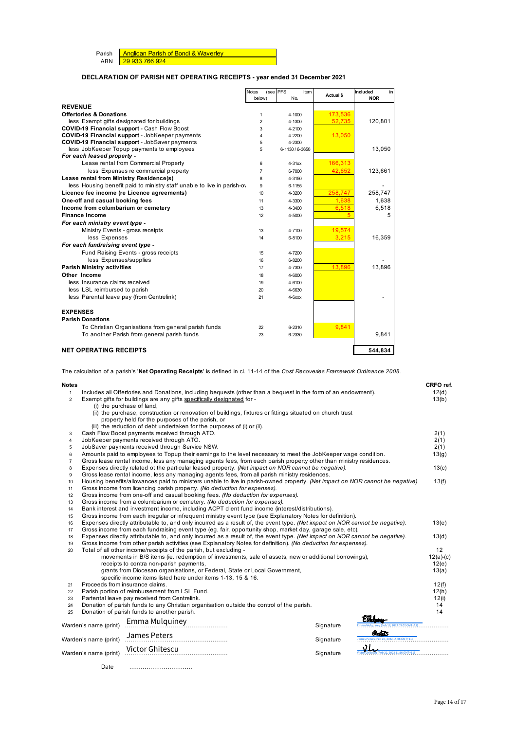| Parish | Anglican Parish of Bondi & Waverley |
|---|---|
| ABN | 29 933 766 924 |

### DECLARATION OF PARISH NET OPERATING RECEIPTS - year ended 31 December 2021

| | Notes (see below) | PFS Item No. | Actual $ | Included in NOR |
|---|---|---|---|---|
| **REVENUE** | | | | |
| **Offertories & Donations** | 1 | 4-1000 | 173,536 | |
| less Exempt gifts designated for buildings | 2 | 4-1300 | 52,735 | 120,801 |
| **COVID-19 Financial support** - Cash Flow Boost | 3 | 4-2100 | | |
| **COVID-19 Financial support** - JobKeeper payments | 4 | 4-2200 | 13,050 | |
| **COVID-19 Financial support** - JobSaver payments | 5 | 4-2300 | | |
| less JobKeeper Topup payments to employees | 5 | 6-1130 / 6-3650 | | 13,050 |
| ***For each leased property -*** | | | | |
| Lease rental from Commercial Property | 6 | 4-31xx | 166,313 | |
| less Expenses re commercial property | 7 | 6-7000 | 42,652 | 123,661 |
| **Lease rental from Ministry Residence(s)** | 8 | 4-3150 | | |
| less Housing benefit paid to ministry staff unable to live in parish-ov | 9 | 6-1155 | | - |
| **Licence fee income (re Licence agreements)** | 10 | 4-3200 | 258,747 | 258,747 |
| **One-off and casual booking fees** | 11 | 4-3300 | 1,638 | 1,638 |
| **Income from columbarium or cemetery** | 13 | 4-3400 | 6,518 | 6,518 |
| **Finance Income** | 12 | 4-5000 | 5 | 5 |
| ***For each ministry event type -*** | | | | |
| Ministry Events - gross receipts | 13 | 4-7100 | 19,574 | |
| less Expenses | 14 | 6-8100 | 3,215 | 16,359 |
| ***For each fundraising event type -*** | | | | |
| Fund Raising Events - gross receipts | 15 | 4-7200 | | |
| less Expenses/supplies | 16 | 6-8200 | | - |
| **Parish Ministry activities** | 17 | 4-7300 | 13,896 | 13,896 |
| **Other Income** | 18 | 4-6000 | | |
| less Insurance claims received | 19 | 4-6100 | | |
| less LSL reimbursed to parish | 20 | 4-6630 | | |
| less Parental leave pay (from Centrelink) | 21 | 4-6xxx | | - |
| **EXPENSES** | | | | |
| **Parish Donations** | | | | |
| To Christian Organisations from general parish funds | 22 | 6-2310 | 9,841 | |
| To another Parish from general parish funds | 23 | 6-2330 | | 9,841 |
| **NET OPERATING RECEIPTS** | | | | **544,834** |

The calculation of a parish's '**Net Operating Receipts**' is defined in cl. 11-14 of the *Cost Recoveries Framework Ordinance 2008*.

| Notes | | CRFO ref. |
|---|---|---|
| 1 | Includes all Offertories and Donations, including bequests (other than a bequest in the form of an endowment). | 12(d) |
| 2 | Exempt gifts for buildings are any gifts specifically designated for - (i) the purchase of land, (ii) the purchase, construction or renovation of buildings, fixtures or fittings situated on church trust property held for the purposes of the parish, or (iii) the reduction of debt undertaken for the purposes of (i) or (ii). | 13(b) |
| 3 | Cash Flow Boost payments received through ATO. | 2(1) |
| 4 | JobKeeper payments received through ATO. | 2(1) |
| 5 | JobSaver payments received through Service NSW. | 2(1) |
| 6 | Amounts paid to employees to Topup their earnings to the level necessary to meet the JobKeeper wage condition. | 13(g) |
| 7 | Gross lease rental income, less any managing agents fees, from each parish property other than ministry residences. | |
| 8 | Expenses directly related ot the particular leased property. *(Net impact on NOR cannot be negative).* | 13(c) |
| 9 | Gross lease rental income, less any managing agents fees, from all parish ministry residences. | |
| 10 | Housing benefits/allowances paid to ministers unable to live in parish-owned property. *(Net impact on NOR cannot be negative).* | 13(f) |
| 11 | Gross income from licencing parish property. *(No deduction for expenses).* | |
| 12 | Gross income from one-off and casual booking fees. *(No deduction for expenses).* | |
| 13 | Gross income from a columbarium or cemetery. *(No deduction for expenses).* | |
| 14 | Bank interest and investment income, including ACPT client fund income (interest/distributions). | |
| 15 | Gross income from each irregular or infrequent ministry event type (see Explanatory Notes for definition). | |
| 16 | Expenses directly attributable to, and only incurred as a result of, the event type. *(Net impact on NOR cannot be negative).* | 13(e) |
| 17 | Gross income from each fundraising event type (eg. fair, opportunity shop, market day, garage sale, etc). | |
| 18 | Expenses directly attributable to, and only incurred as a result of, the event type. *(Net impact on NOR cannot be negative).* | 13(d) |
| 19 | Gross income from other parish activities (see Explanatory Notes for definition). *(No deduction for expenses).* | |
| 20 | Total of all other income/receipts of the parish, but excluding - | 12 |
| | movements in B/S items (ie. redemption of investments, sale of assets, new or additional borrowings), | 12(a)-(c) |
| | receipts to contra non-parish payments, | 12(e) |
| | grants from Diocesan organisations, or Federal, State or Local Government, | 13(a) |
| | specific income items listed here under items 1-13, 15 & 16. | |
| 21 | Proceeds from insurance claims. | 12(f) |
| 22 | Parish portion of reimbursement from LSL Fund. | 12(h) |
| 23 | Partental leave pay received from Centrelink. | 12(i) |
| 24 | Donation of parish funds to any Christian organisation outside the control of the parish. | 14 |
| 25 | Donation of parish funds to another parish. | 14 |

Warden's name (print) Emma Mulquiney — Signature: *[signed]* Emma Mulquiney (Feb 16, 2022 09:02 GMT+11)

Warden's name (print) James Peters — Signature: *[signed]* James Peters (Feb 20, 2022 15:08 GMT+11)

Warden's name (print) Victor Ghitescu — Signature: *[signed]* Victor Ghitescu (Feb 22, 2022 11:16 GMT+11)

Date ..............................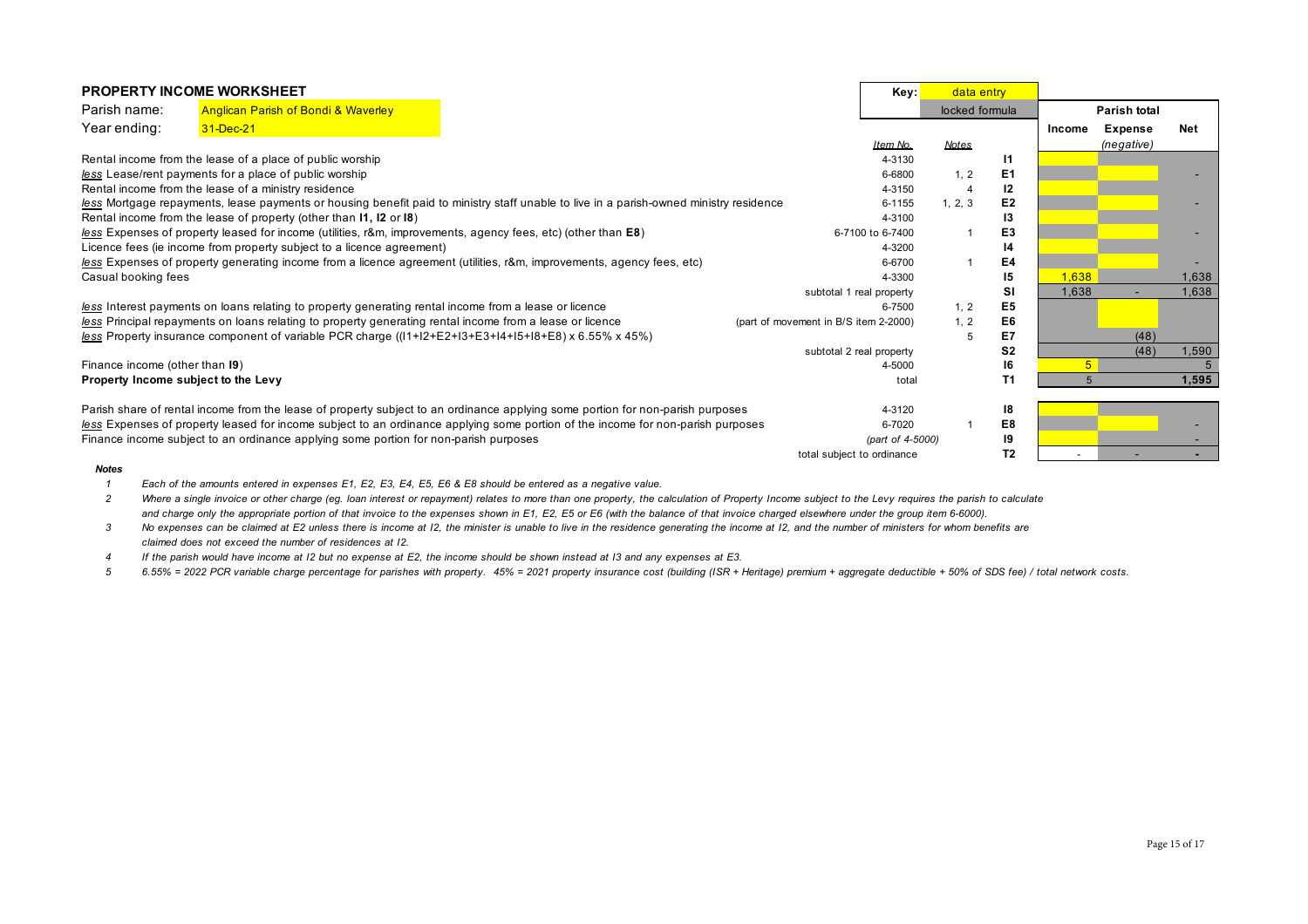## PROPERTY INCOME WORKSHEET

| | | Key: | data entry |
|---|---|---|---|
| | | | locked formula |

Parish name: Anglican Parish of Bondi & Waverley

Year ending: 31-Dec-21

| | Item No. | Notes | | Income | Expense (negative) | Net |
|---|---|---|---|---|---|---|
| Rental income from the lease of a place of public worship | 4-3130 | | I1 | | | |
| *less* Lease/rent payments for a place of public worship | 6-6800 | 1, 2 | E1 | | | - |
| Rental income from the lease of a ministry residence | 4-3150 | 4 | I2 | | | |
| *less* Mortgage repayments, lease payments or housing benefit paid to ministry staff unable to live in a parish-owned ministry residence | 6-1155 | 1, 2, 3 | E2 | | | - |
| Rental income from the lease of property (other than **I1, I2** or **I8**) | 4-3100 | | I3 | | | |
| *less* Expenses of property leased for income (utilities, r&m, improvements, agency fees, etc) (other than **E8**) | 6-7100 to 6-7400 | 1 | E3 | | | - |
| Licence fees (ie income from property subject to a licence agreement) | 4-3200 | | I4 | | | |
| *less* Expenses of property generating income from a licence agreement (utilities, r&m, improvements, agency fees, etc) | 6-6700 | 1 | E4 | | | - |
| Casual booking fees | 4-3300 | | I5 | 1,638 | | 1,638 |
| | subtotal 1 real property | | SI | 1,638 | - | 1,638 |
| *less* Interest payments on loans relating to property generating rental income from a lease or licence | 6-7500 | 1, 2 | E5 | | | |
| *less* Principal repayments on loans relating to property generating rental income from a lease or licence | (part of movement in B/S item 2-2000) | 1, 2 | E6 | | | |
| *less* Property insurance component of variable PCR charge ((I1+I2+E2+I3+E3+I4+I5+I8+E8) x 6.55% x 45%) | | 5 | E7 | | (48) | |
| | subtotal 2 real property | | S2 | | (48) | 1,590 |
| Finance income (other than **I9**) | 4-5000 | | I6 | 5 | | 5 |
| **Property Income subject to the Levy** | total | | T1 | 5 | | **1,595** |
| | | | | | | |
| Parish share of rental income from the lease of property subject to an ordinance applying some portion for non-parish purposes | 4-3120 | | I8 | | | |
| *less* Expenses of property leased for income subject to an ordinance applying some portion of the income for non-parish purposes | 6-7020 | 1 | E8 | | | - |
| Finance income subject to an ordinance applying some portion for non-parish purposes | *(part of 4-5000)* | | I9 | | | - |
| | total subject to ordinance | | T2 | - | - | - |

***Notes***

1. *Each of the amounts entered in expenses E1, E2, E3, E4, E5, E6 & E8 should be entered as a negative value.*
2. *Where a single invoice or other charge (eg. loan interest or repayment) relates to more than one property, the calculation of Property Income subject to the Levy requires the parish to calculate and charge only the appropriate portion of that invoice to the expenses shown in E1, E2, E5 or E6 (with the balance of that invoice charged elsewhere under the group item 6-6000).*
3. *No expenses can be claimed at E2 unless there is income at I2, the minister is unable to live in the residence generating the income at I2, and the number of ministers for whom benefits are claimed does not exceed the number of residences at I2.*
4. *If the parish would have income at I2 but no expense at E2, the income should be shown instead at I3 and any expenses at E3.*
5. *6.55% = 2022 PCR variable charge percentage for parishes with property. 45% = 2021 property insurance cost (building (ISR + Heritage) premium + aggregate deductible + 50% of SDS fee) / total network costs.*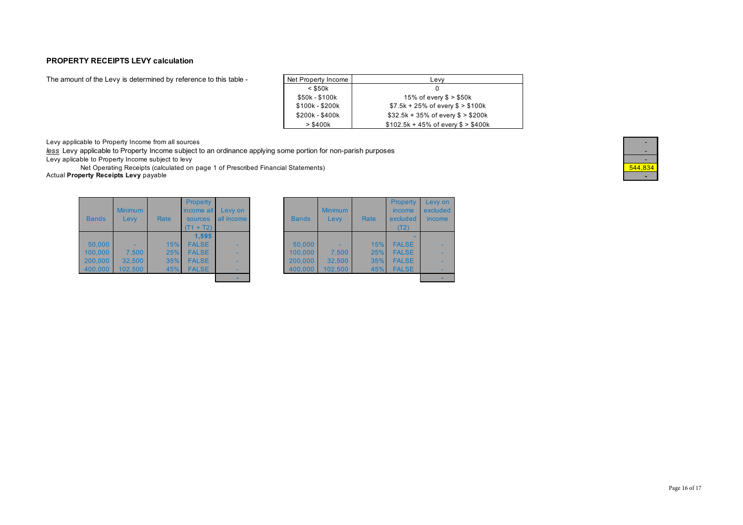## PROPERTY RECEIPTS LEVY calculation

The amount of the Levy is determined by reference to this table -

| Net Property Income | Levy |
|---|---|
| < $50k | 0 |
| $50k - $100k | 15% of every $ > $50k |
| $100k - $200k | $7.5k + 25% of every $ > $100k |
| $200k - $400k | $32.5k + 35% of every $ > $200k |
| > $400k | $102.5k + 45% of every $ > $400k |

| | |
|---|---|
| Levy applicable to Property Income from all sources | - |
| *less* Levy applicable to Property Income subject to an ordinance applying some portion for non-parish purposes | - |
| Levy aplicable to Property Income subject to levy | - |
| Net Operating Receipts (calculated on page 1 of Prescribed Financial Statements) | 544,834 |
| Actual **Property Receipts Levy** payable | - |

| Bands | Minimum Levy | Rate | Property income all sources (T1 + T2) | Levy on all income |
|---|---|---|---|---|
| | | | 1,595 | |
| 50,000 | - | 15% | FALSE | - |
| 100,000 | 7,500 | 25% | FALSE | - |
| 200,000 | 32,500 | 35% | FALSE | - |
| 400,000 | 102,500 | 45% | FALSE | - |
| | | | | - |

| Bands | Minimum Levy | Rate | Property income excluded (T2) | Levy on excluded income |
|---|---|---|---|---|
| | | | - | |
| 50,000 | - | 15% | FALSE | - |
| 100,000 | 7,500 | 25% | FALSE | - |
| 200,000 | 32,500 | 35% | FALSE | - |
| 400,000 | 102,500 | 45% | FALSE | - |
| | | | | - |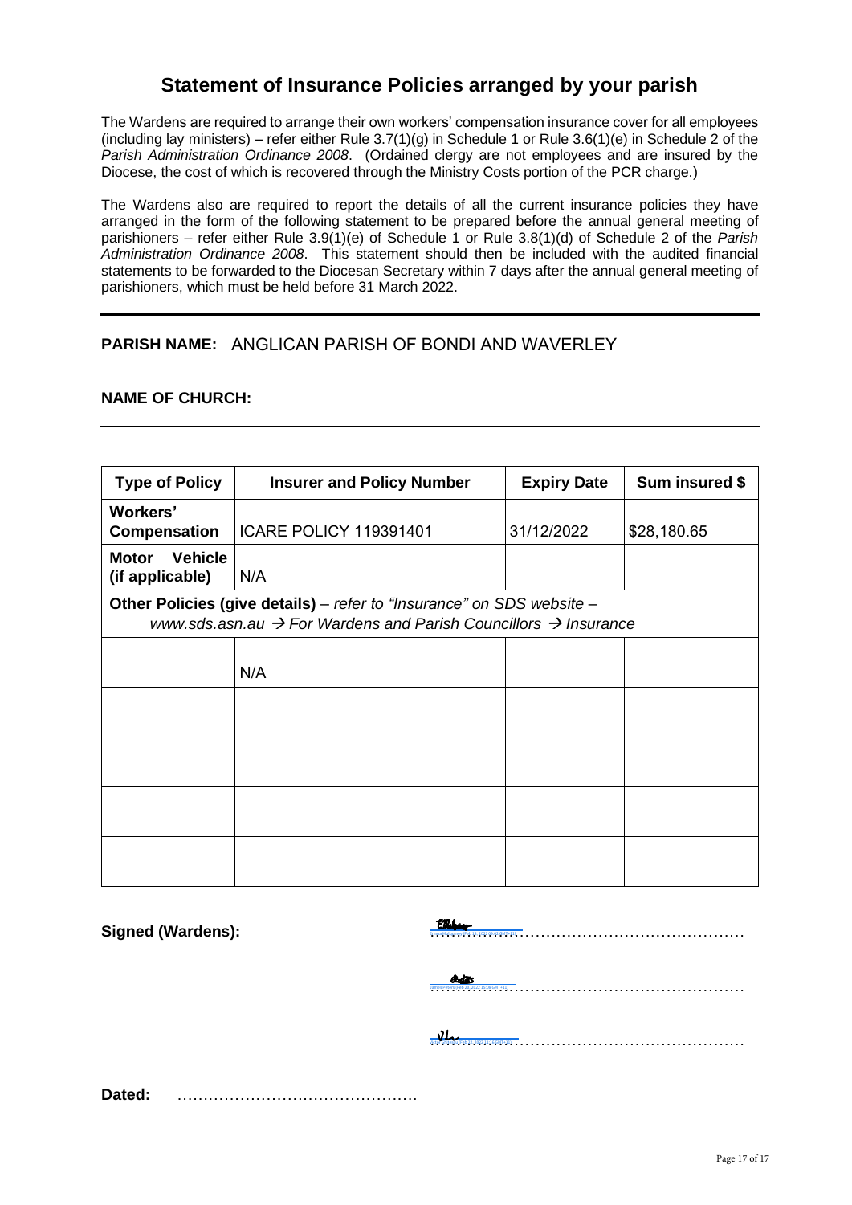# Statement of Insurance Policies arranged by your parish

The Wardens are required to arrange their own workers' compensation insurance cover for all employees (including lay ministers) – refer either Rule 3.7(1)(g) in Schedule 1 or Rule 3.6(1)(e) in Schedule 2 of the *Parish Administration Ordinance 2008*. (Ordained clergy are not employees and are insured by the Diocese, the cost of which is recovered through the Ministry Costs portion of the PCR charge.)

The Wardens also are required to report the details of all the current insurance policies they have arranged in the form of the following statement to be prepared before the annual general meeting of parishioners – refer either Rule 3.9(1)(e) of Schedule 1 or Rule 3.8(1)(d) of Schedule 2 of the *Parish Administration Ordinance 2008*. This statement should then be included with the audited financial statements to be forwarded to the Diocesan Secretary within 7 days after the annual general meeting of parishioners, which must be held before 31 March 2022.

---

**PARISH NAME:** ANGLICAN PARISH OF BONDI AND WAVERLEY

**NAME OF CHURCH:**

---

| Type of Policy | Insurer and Policy Number | Expiry Date | Sum insured $ |
|---|---|---|---|
| **Workers' Compensation** | ICARE POLICY 119391401 | 31/12/2022 | $28,180.65 |
| **Motor Vehicle (if applicable)** | N/A | | |
| **Other Policies (give details)** – *refer to "Insurance" on SDS website – www.sds.asn.au → For Wardens and Parish Councillors → Insurance* | | | |
| | N/A | | |
| | | | |
| | | | |
| | | | |
| | | | |

**Signed (Wardens):** ……………………………………………………………

……………………………………………………………

……………………………………………………………

**Dated:** ………………………………………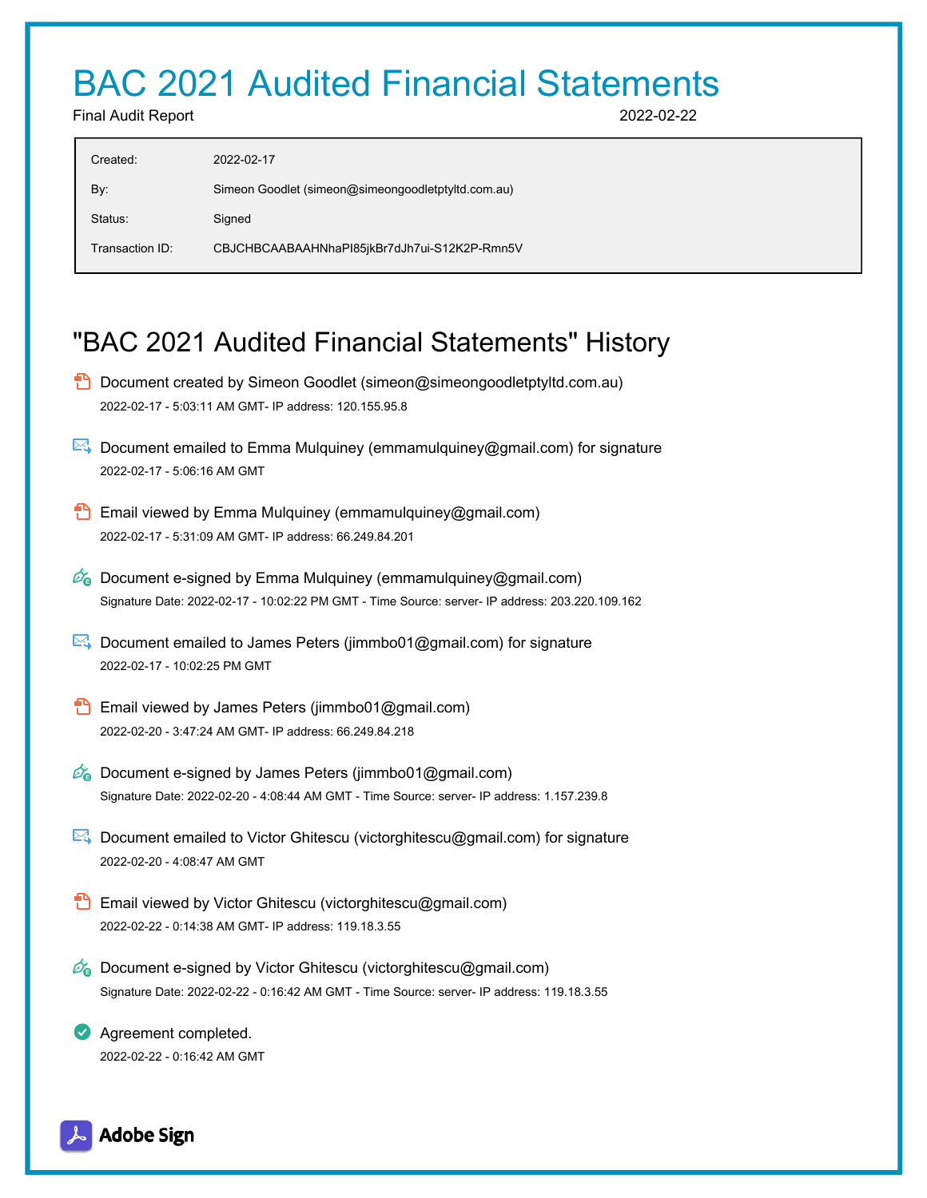# BAC 2021 Audited Financial Statements

Final Audit Report 2022-02-22

| | |
|---|---|
| Created: | 2022-02-17 |
| By: | Simeon Goodlet (simeon@simeongoodletptyltd.com.au) |
| Status: | Signed |
| Transaction ID: | CBJCHBCAABAAHNhaPI85jkBr7dJh7ui-S12K2P-Rmn5V |

## "BAC 2021 Audited Financial Statements" History

- Document created by Simeon Goodlet (simeon@simeongoodletptyltd.com.au)
  2022-02-17 - 5:03:11 AM GMT- IP address: 120.155.95.8

- Document emailed to Emma Mulquiney (emmamulquiney@gmail.com) for signature
  2022-02-17 - 5:06:16 AM GMT

- Email viewed by Emma Mulquiney (emmamulquiney@gmail.com)
  2022-02-17 - 5:31:09 AM GMT- IP address: 66.249.84.201

- Document e-signed by Emma Mulquiney (emmamulquiney@gmail.com)
  Signature Date: 2022-02-17 - 10:02:22 PM GMT - Time Source: server- IP address: 203.220.109.162

- Document emailed to James Peters (jimmbo01@gmail.com) for signature
  2022-02-17 - 10:02:25 PM GMT

- Email viewed by James Peters (jimmbo01@gmail.com)
  2022-02-20 - 3:47:24 AM GMT- IP address: 66.249.84.218

- Document e-signed by James Peters (jimmbo01@gmail.com)
  Signature Date: 2022-02-20 - 4:08:44 AM GMT - Time Source: server- IP address: 1.157.239.8

- Document emailed to Victor Ghitescu (victorghitescu@gmail.com) for signature
  2022-02-20 - 4:08:47 AM GMT

- Email viewed by Victor Ghitescu (victorghitescu@gmail.com)
  2022-02-22 - 0:14:38 AM GMT- IP address: 119.18.3.55

- Document e-signed by Victor Ghitescu (victorghitescu@gmail.com)
  Signature Date: 2022-02-22 - 0:16:42 AM GMT - Time Source: server- IP address: 119.18.3.55

- Agreement completed.
  2022-02-22 - 0:16:42 AM GMT

Adobe Sign